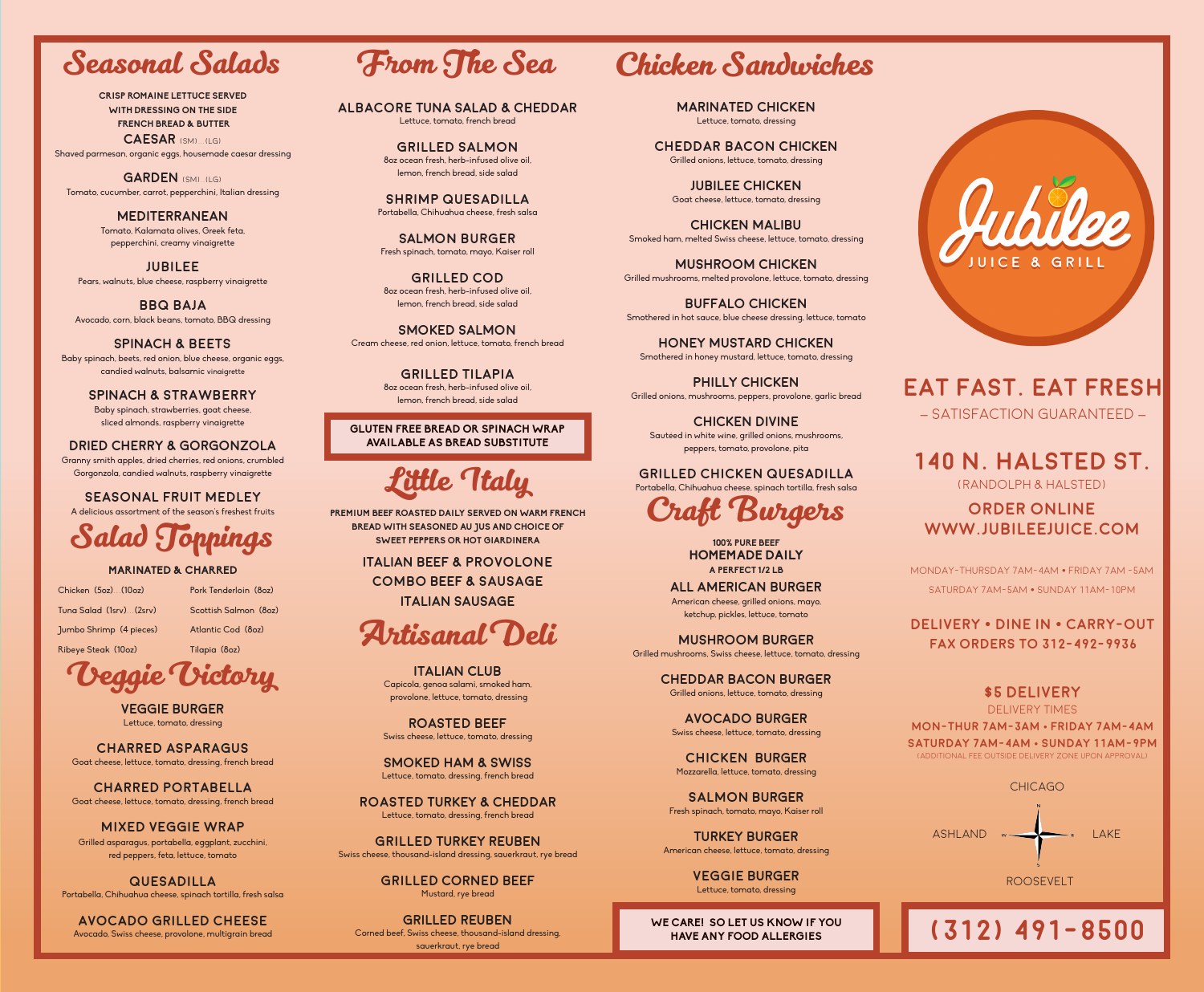## Seasonal Salads

**CRISP ROMAINE LETTUCE SERVED WITH DRESSING ON THE SIDE FRENCH BREAD & BUTTER**

**CAESAR** (SM)...(LG)
Shaved parmesan, organic eggs, housemade caesar dressing

**GARDEN** (SM)...(LG)
Tomato, cucumber, carrot, pepperchini, Italian dressing

**MEDITERRANEAN**
Tomato, Kalamata olives, Greek feta, pepperchini, creamy vinaigrette

**JUBILEE**
Pears, walnuts, blue cheese, raspberry vinaigrette

**BBQ BAJA**
Avocado, corn, black beans, tomato, BBQ dressing

**SPINACH & BEETS**
Baby spinach, beets, red onion, blue cheese, organic eggs, candied walnuts, balsamic vinaigrette

**SPINACH & STRAWBERRY**
Baby spinach, strawberries, goat cheese, sliced almonds, raspberry vinaigrette

**DRIED CHERRY & GORGONZOLA**
Granny smith apples, dried cherries, red onions, crumbled Gorgonzola, candied walnuts, raspberry vinaigrette

**SEASONAL FRUIT MEDLEY**
A delicious assortment of the season's freshest fruits

## Salad Toppings

**MARINATED & CHARRED**

| | |
|---|---|
| Chicken (5oz)...(10oz) | Pork Tenderloin (8oz) |
| Tuna Salad (1srv)...(2srv) | Scottish Salmon (8oz) |
| Jumbo Shrimp (4 pieces) | Atlantic Cod (8oz) |
| Ribeye Steak (10oz) | Tilapia (8oz) |

## Veggie Victory

**VEGGIE BURGER**
Lettuce, tomato, dressing

**CHARRED ASPARAGUS**
Goat cheese, lettuce, tomato, dressing, french bread

**CHARRED PORTABELLA**
Goat cheese, lettuce, tomato, dressing, french bread

**MIXED VEGGIE WRAP**
Grilled asparagus, portabella, eggplant, zucchini, red peppers, feta, lettuce, tomato

**QUESADILLA**
Portabella, Chihuahua cheese, spinach tortilla, fresh salsa

**AVOCADO GRILLED CHEESE**
Avocado, Swiss cheese, provolone, multigrain bread

## From The Sea

**ALBACORE TUNA SALAD & CHEDDAR**
Lettuce, tomato, french bread

**GRILLED SALMON**
8oz ocean fresh, herb-infused olive oil, lemon, french bread, side salad

**SHRIMP QUESADILLA**
Portabella, Chihuahua cheese, fresh salsa

**SALMON BURGER**
Fresh spinach, tomato, mayo, Kaiser roll

**GRILLED COD**
8oz ocean fresh, herb-infused olive oil, lemon, french bread, side salad

**SMOKED SALMON**
Cream cheese, red onion, lettuce, tomato, french bread

**GRILLED TILAPIA**
8oz ocean fresh, herb-infused olive oil, lemon, french bread, side salad

**GLUTEN FREE BREAD OR SPINACH WRAP AVAILABLE AS BREAD SUBSTITUTE**

## Little Italy

**PREMIUM BEEF ROASTED DAILY SERVED ON WARM FRENCH BREAD WITH SEASONED AU JUS AND CHOICE OF SWEET PEPPERS OR HOT GIARDINERA**

**ITALIAN BEEF & PROVOLONE**

**COMBO BEEF & SAUSAGE**

**ITALIAN SAUSAGE**

## Artisanal Deli

**ITALIAN CLUB**
Capicola, genoa salami, smoked ham, provolone, lettuce, tomato, dressing

**ROASTED BEEF**
Swiss cheese, lettuce, tomato, dressing

**SMOKED HAM & SWISS**
Lettuce, tomato, dressing, french bread

**ROASTED TURKEY & CHEDDAR**
Lettuce, tomato, dressing, french bread

**GRILLED TURKEY REUBEN**
Swiss cheese, thousand-island dressing, sauerkraut, rye bread

**GRILLED CORNED BEEF**
Mustard, rye bread

**GRILLED REUBEN**
Corned beef, Swiss cheese, thousand-island dressing, sauerkraut, rye bread

## Chicken Sandwiches

**MARINATED CHICKEN**
Lettuce, tomato, dressing

**CHEDDAR BACON CHICKEN**
Grilled onions, lettuce, tomato, dressing

**JUBILEE CHICKEN**
Goat cheese, lettuce, tomato, dressing

**CHICKEN MALIBU**
Smoked ham, melted Swiss cheese, lettuce, tomato, dressing

**MUSHROOM CHICKEN**
Grilled mushrooms, melted provolone, lettuce, tomato, dressing

**BUFFALO CHICKEN**
Smothered in hot sauce, blue cheese dressing, lettuce, tomato

**HONEY MUSTARD CHICKEN**
Smothered in honey mustard, lettuce, tomato, dressing

**PHILLY CHICKEN**
Grilled onions, mushrooms, peppers, provolone, garlic bread

**CHICKEN DIVINE**
Sautéed in white wine, grilled onions, mushrooms, peppers, tomato, provolone, pita

**GRILLED CHICKEN QUESADILLA**
Portabella, Chihuahua cheese, spinach tortilla, fresh salsa

## Craft Burgers

**100% PURE BEEF**
**HOMEMADE DAILY**
**A PERFECT 1/2 LB**

**ALL AMERICAN BURGER**
American cheese, grilled onions, mayo, ketchup, pickles, lettuce, tomato

**MUSHROOM BURGER**
Grilled mushrooms, Swiss cheese, lettuce, tomato, dressing

**CHEDDAR BACON BURGER**
Grilled onions, lettuce, tomato, dressing

**AVOCADO BURGER**
Swiss cheese, lettuce, tomato, dressing

**CHICKEN BURGER**
Mozzarella, lettuce, tomato, dressing

**SALMON BURGER**
Fresh spinach, tomato, mayo, Kaiser roll

**TURKEY BURGER**
American cheese, lettuce, tomato, dressing

**VEGGIE BURGER**
Lettuce, tomato, dressing

**WE CARE! SO LET US KNOW IF YOU HAVE ANY FOOD ALLERGIES**

# Jubilee
JUICE & GRILL

**EAT FAST. EAT FRESH**
– SATISFACTION GUARANTEED –

**140 N. HALSTED ST.**
(RANDOLPH & HALSTED)

**ORDER ONLINE**
**WWW.JUBILEEJUICE.COM**

MONDAY-THURSDAY 7AM-4AM • FRIDAY 7AM -5AM
SATURDAY 7AM-5AM • SUNDAY 11AM-10PM

**DELIVERY • DINE IN • CARRY-OUT**
**FAX ORDERS TO 312-492-9936**

**$5 DELIVERY**
DELIVERY TIMES
**MON-THUR 7AM-3AM • FRIDAY 7AM-4AM**
**SATURDAY 7AM-4AM • SUNDAY 11AM-9PM**
(ADDITIONAL FEE OUTSIDE DELIVERY ZONE UPON APPROVAL)

CHICAGO
ASHLAND
LAKE
ROOSEVELT

**(312) 491-8500**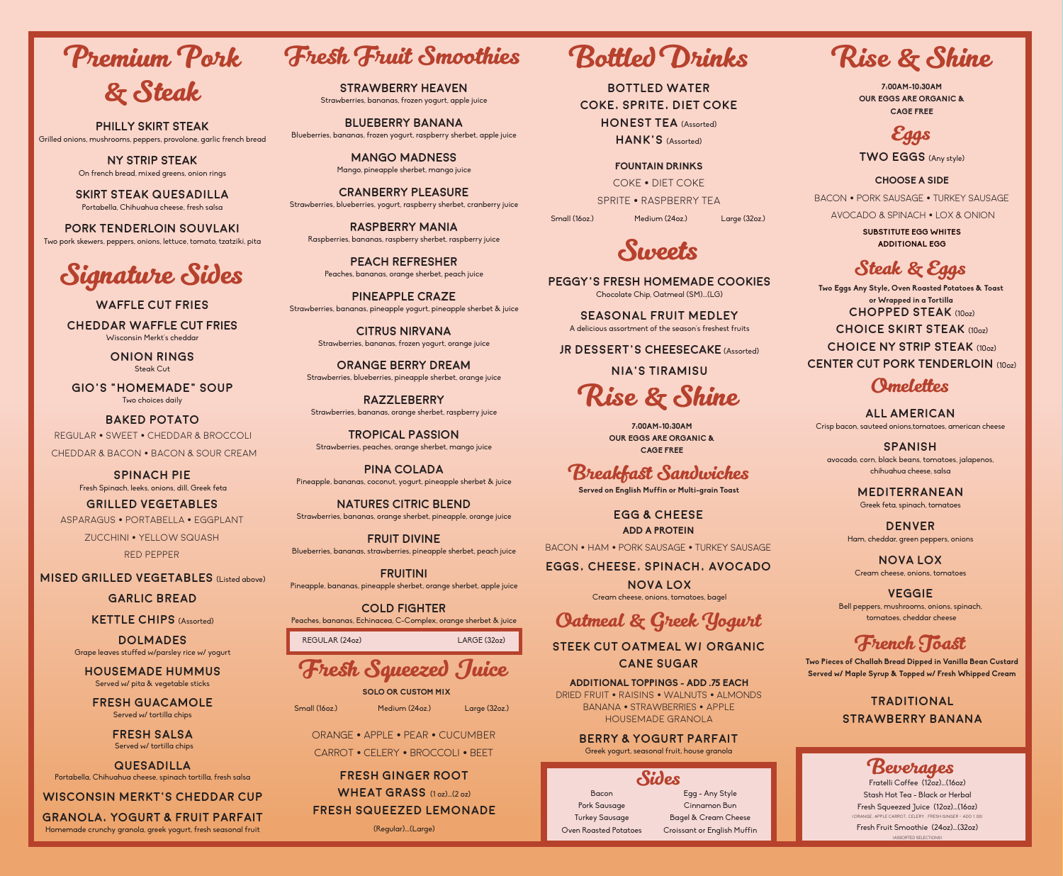# Premium Pork & Steak

**PHILLY SKIRT STEAK**
Grilled onions, mushrooms, peppers, provolone, garlic french bread

**NY STRIP STEAK**
On french bread, mixed greens, onion rings

**SKIRT STEAK QUESADILLA**
Portabella, Chihuahua cheese, fresh salsa

**PORK TENDERLOIN SOUVLAKI**
Two pork skewers, peppers, onions, lettuce, tomato, tzatziki, pita

# Signature Sides

**WAFFLE CUT FRIES**

**CHEDDAR WAFFLE CUT FRIES**
Wisconsin Merkt's cheddar

**ONION RINGS**
Steak Cut

**GIO'S "HOMEMADE" SOUP**
Two choices daily

**BAKED POTATO**
REGULAR • SWEET • CHEDDAR & BROCCOLI
CHEDDAR & BACON • BACON & SOUR CREAM

**SPINACH PIE**
Fresh Spinach, leeks, onions, dill, Greek feta

**GRILLED VEGETABLES**
ASPARAGUS • PORTABELLA • EGGPLANT
ZUCCHINI • YELLOW SQUASH
RED PEPPER

**MISED GRILLED VEGETABLES** (Listed above)

**GARLIC BREAD**

**KETTLE CHIPS** (Assorted)

**DOLMADES**
Grape leaves stuffed w/parsley rice w/ yogurt

**HOUSEMADE HUMMUS**
Served w/ pita & vegetable sticks

**FRESH GUACAMOLE**
Served w/ tortilla chips

**FRESH SALSA**
Served w/ tortilla chips

**QUESADILLA**
Portabella, Chihuahua cheese, spinach tortilla, fresh salsa

**WISCONSIN MERKT'S CHEDDAR CUP**

**GRANOLA, YOGURT & FRUIT PARFAIT**
Homemade crunchy granola, greek yogurt, fresh seasonal fruit

# Fresh Fruit Smoothies

**STRAWBERRY HEAVEN**
Strawberries, bananas, frozen yogurt, apple juice

**BLUEBERRY BANANA**
Blueberries, bananas, frozen yogurt, raspberry sherbet, apple juice

**MANGO MADNESS**
Mango, pineapple sherbet, mango juice

**CRANBERRY PLEASURE**
Strawberries, blueberries, yogurt, raspberry sherbet, cranberry juice

**RASPBERRY MANIA**
Raspberries, bananas, raspberry sherbet, raspberry juice

**PEACH REFRESHER**
Peaches, bananas, orange sherbet, peach juice

**PINEAPPLE CRAZE**
Strawberries, bananas, pineapple yogurt, pineapple sherbet & juice

**CITRUS NIRVANA**
Strawberries, bananas, frozen yogurt, orange juice

**ORANGE BERRY DREAM**
Strawberries, blueberries, pineapple sherbet, orange juice

**RAZZLEBERRY**
Strawberries, bananas, orange sherbet, raspberry juice

**TROPICAL PASSION**
Strawberries, peaches, orange sherbet, mango juice

**PINA COLADA**
Pineapple, bananas, coconut, yogurt, pineapple sherbet & juice

**NATURES CITRIC BLEND**
Strawberries, bananas, orange sherbet, pineapple, orange juice

**FRUIT DIVINE**
Blueberries, bananas, strawberries, pineapple sherbet, peach juice

**FRUITINI**
Pineapple, bananas, pineapple sherbet, orange sherbet, apple juice

**COLD FIGHTER**
Peaches, bananas, Echinacea, C-Complex, orange sherbet & juice

REGULAR (24oz) | LARGE (32oz)

# Fresh Squeezed Juice

**SOLO OR CUSTOM MIX**

Small (16oz.) | Medium (24oz.) | Large (32oz.)

ORANGE • APPLE • PEAR • CUCUMBER
CARROT • CELERY • BROCCOLI • BEET

**FRESH GINGER ROOT**

**WHEAT GRASS** (1 oz)...(2 oz)

**FRESH SQUEEZED LEMONADE**
(Regular)...(Large)

# Bottled Drinks

**BOTTLED WATER**

**COKE, SPRITE, DIET COKE**

**HONEST TEA** (Assorted)

**HANK'S** (Assorted)

**FOUNTAIN DRINKS**
COKE • DIET COKE
SPRITE • RASPBERRY TEA

Small (16oz.) | Medium (24oz.) | Large (32oz.)

# Sweets

**PEGGY'S FRESH HOMEMADE COOKIES**
Chocolate Chip, Oatmeal (SM)...(LG)

**SEASONAL FRUIT MEDLEY**
A delicious assortment of the season's freshest fruits

**JR DESSERT'S CHEESECAKE** (Assorted)

**NIA'S TIRAMISU**

# Rise & Shine

**7:00AM-10:30AM**
**OUR EGGS ARE ORGANIC & CAGE FREE**

## Breakfast Sandwiches

**Served on English Muffin or Multi-grain Toast**

**EGG & CHEESE**

**ADD A PROTEIN**
BACON • HAM • PORK SAUSAGE • TURKEY SAUSAGE

**EGGS, CHEESE, SPINACH, AVOCADO**

**NOVA LOX**
Cream cheese, onions, tomatoes, bagel

## Oatmeal & Greek Yogurt

**STEEK CUT OATMEAL W/ ORGANIC CANE SUGAR**

**ADDITIONAL TOPPINGS - ADD .75 EACH**
DRIED FRUIT • RAISINS • WALNUTS • ALMONDS
BANANA • STRAWBERRIES • APPLE
HOUSEMADE GRANOLA

**BERRY & YOGURT PARFAIT**
Greek yogurt, seasonal fruit, house granola

## Sides

| | |
|---|---|
| Bacon | Egg - Any Style |
| Pork Sausage | Cinnamon Bun |
| Turkey Sausage | Bagel & Cream Cheese |
| Oven Roasted Potatoes | Croissant or English Muffin |

# Rise & Shine

**7:00AM-10:30AM**
**OUR EGGS ARE ORGANIC & CAGE FREE**

## Eggs

**TWO EGGS** (Any style)

**CHOOSE A SIDE**
BACON • PORK SAUSAGE • TURKEY SAUSAGE
AVOCADO & SPINACH • LOX & ONION

**SUBSTITUTE EGG WHITES**
**ADDITIONAL EGG**

## Steak & Eggs

**Two Eggs Any Style, Oven Roasted Potatoes & Toast or Wrapped in a Tortilla**

**CHOPPED STEAK** (10oz)

**CHOICE SKIRT STEAK** (10oz)

**CHOICE NY STRIP STEAK** (10oz)

**CENTER CUT PORK TENDERLOIN** (10oz)

## Omelettes

**ALL AMERICAN**
Crisp bacon, sauteed onions,tomatoes, american cheese

**SPANISH**
avocado, corn, black beans, tomatoes, jalapenos, chihuahua cheese, salsa

**MEDITERRANEAN**
Greek feta, spinach, tomatoes

**DENVER**
Ham, cheddar, green peppers, onions

**NOVA LOX**
Cream cheese, onions, tomatoes

**VEGGIE**
Bell peppers, mushrooms, onions, spinach, tomatoes, cheddar cheese

## French Toast

**Two Pieces of Challah Bread Dipped in Vanilla Bean Custard Served w/ Maple Syrup & Topped w/ Fresh Whipped Cream**

**TRADITIONAL**

**STRAWBERRY BANANA**

## Beverages

Fratelli Coffee (12oz)...(16oz)
Stash Hot Tea - Black or Herbal
Fresh Squeezed Juice (12oz)...(16oz)
(ORANGE, APPLE CARROT, CELERY . FRESH GINGER - ADD 1.00)
Fresh Fruit Smoothie (24oz)...(32oz)
(ASSORTED SELECTIONS)